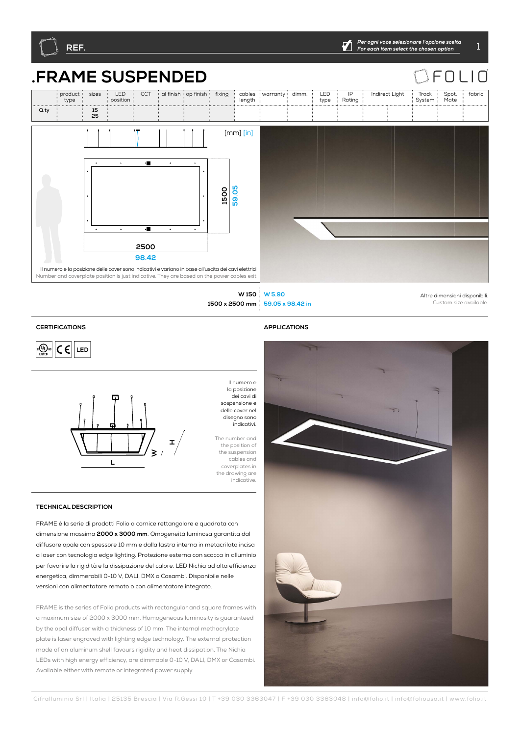REF.

*Per ogni voce selezionare l'opzione scelta*
*For each item select the chosen option*

# .FRAME SUSPENDED

FOLIO

| | product type | sizes | LED position | CCT | al finish | op finish | fixing | cables length | warranty | dimm. | LED type | IP Rating | Indirect Light | | Track System | Spot. Mate | fabric |
|---|---|---|---|---|---|---|---|---|---|---|---|---|---|---|---|---|---|
| Q.ty | | 15 25 | | | | | | | | | | | | | | | |

[mm] [in]

1500
59.05

2500
98.42

Il numero e la posizione delle cover sono indicativi e variano in base all'uscita dei cavi elettrici
Number and coverplate position is just indicative. They are based on the power cables exit

**W 150** W 5.90
**1500 x 2500 mm** 59.05 x 98.42 in

Altre dimensioni disponibili.
Custom size available.

## CERTIFICATIONS

## APPLICATIONS

H
W
L

Il numero e la posizione dei cavi di sospensione e delle cover nel disegno sono indicativi.

The number and the position of the suspension cables and coverplates in the drawing are indicative.

## TECHNICAL DESCRIPTION

FRAME è la serie di prodotti Folio a cornice rettangolare e quadrata con dimensione massima **2000 x 3000 mm**. Omogeneità luminosa garantita dal diffusore opale con spessore 10 mm e dalla lastra interna in metacrilato incisa a laser con tecnologia edge lighting. Protezione esterna con scocca in alluminio per favorire la rigidità e la dissipazione del calore. LED Nichia ad alta efficienza energetica, dimmerabili 0-10 V, DALI, DMX o Casambi. Disponibile nelle versioni con alimentatore remoto o con alimentatore integrato.

FRAME is the series of Folio products with rectangular and square frames with a maximum size of 2000 x 3000 mm. Homogeneous luminosity is guaranteed by the opal diffuser with a thickness of 10 mm. The internal methacrylate plate is laser engraved with lighting edge technology. The external protection made of an aluminum shell favours rigidity and heat dissipation. The Nichia LEDs with high energy efficiency, are dimmable 0-10 V, DALI, DMX or Casambi. Available either with remote or integrated power supply.

Cifralluminio Srl | Italia | 25135 Brescia | Via R.Gessi 10 | T +39 030 3363047 | F +39 030 3363048 | info@folio.it | info@foliousa.it | www.folio.it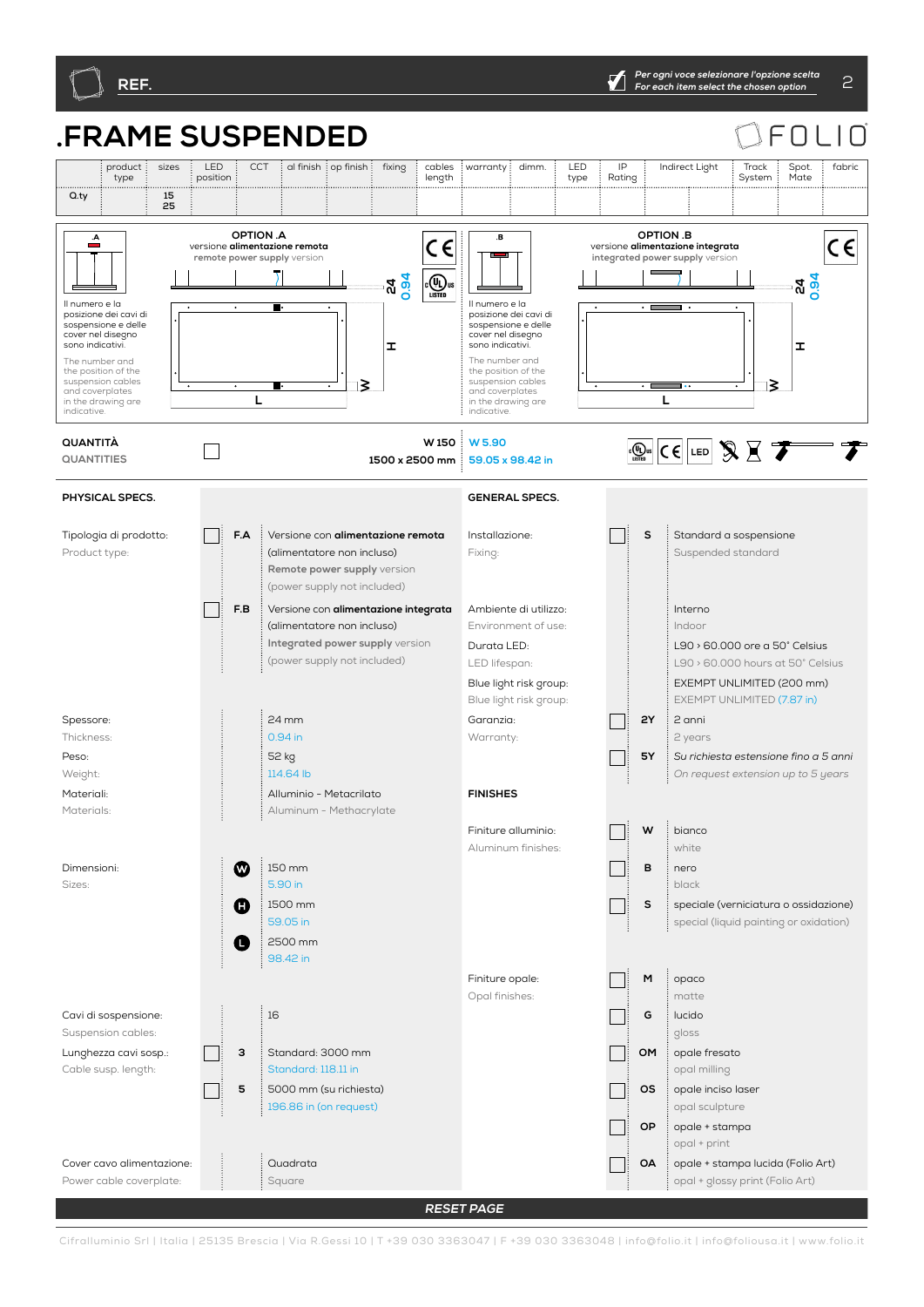REF.

*Per ogni voce selezionare l'opzione scelta*
*For each item select the chosen option*

# .FRAME SUSPENDED

FOLIO

| | product type | sizes | LED position | CCT | al finish | op finish | fixing | cables length | warranty | dimm. | LED type | IP Rating | Indirect Light | Track System | Spot. Mate | fabric |
|---|---|---|---|---|---|---|---|---|---|---|---|---|---|---|---|---|
| Q.ty | | 15 25 | | | | | | | | | | | | | | |

**OPTION .A**
versione **alimentazione remota**
**remote power supply** version

.A

Il numero e la posizione dei cavi di sospensione e delle cover nel disegno sono indicativi.

The number and the position of the suspension cables and coverplates in the drawing are indicative.

24 / 0.94 — H — W — L

**OPTION .B**
versione **alimentazione integrata**
**integrated power supply** version

.B

Il numero e la posizione dei cavi di sospensione e delle cover nel disegno sono indicativi.

The number and the position of the suspension cables and coverplates in the drawing are indicative.

24 / 0.94 — H — W — L

| QUANTITÀ / QUANTITIES | ☐ | W 150 / 1500 x 2500 mm | W 5.90 / 59.05 x 98.42 in |
|---|---|---|---|

## PHYSICAL SPECS.

**Tipologia di prodotto:** / Product type:

- ☐ **F.A** Versione con **alimentazione remota** (alimentatore non incluso) / **Remote power supply** version (power supply not included)
- ☐ **F.B** Versione con **alimentazione integrata** (alimentatore non incluso) / **Integrated power supply** version (power supply not included)

**Spessore:** / Thickness: 24 mm / 0.94 in

**Peso:** / Weight: 52 kg / 114.64 lb

**Materiali:** / Materials: Alluminio - Metacrilato / Aluminum - Methacrylate

**Dimensioni:** / Sizes:

- **W** 150 mm / 5.90 in
- **H** 1500 mm / 59.05 in
- **L** 2500 mm / 98.42 in

**Cavi di sospensione:** / Suspension cables: 16

**Lunghezza cavi sosp.:** / Cable susp. length:

- ☐ **3** Standard: 3000 mm / Standard: 118.11 in
- ☐ **5** 5000 mm (su richiesta) / 196.86 in (on request)

**Cover cavo alimentazione:** / Power cable coverplate: Quadrata / Square

## GENERAL SPECS.

**Installazione:** / Fixing:

- ☐ **S** Standard a sospensione / Suspended standard

**Ambiente di utilizzo:** / Environment of use: Interno / Indoor

**Durata LED:** / LED lifespan: L90 › 60.000 ore a 50° Celsius / L90 › 60.000 hours at 50° Celsius

**Blue light risk group:** / Blue light risk group: EXEMPT UNLIMITED (200 mm) / EXEMPT UNLIMITED (7.87 in)

**Garanzia:** / Warranty:

- ☐ **2Y** 2 anni / 2 years
- ☐ **5Y** *Su richiesta estensione fino a 5 anni* / *On request extension up to 5 years*

## FINISHES

**Finiture alluminio:** / Aluminum finishes:

- ☐ **W** bianco / white
- ☐ **B** nero / black
- ☐ **S** speciale (verniciatura o ossidazione) / special (liquid painting or oxidation)

**Finiture opale:** / Opal finishes:

- ☐ **M** opaco / matte
- ☐ **G** lucido / gloss
- ☐ **OM** opale fresato / opal milling
- ☐ **OS** opale inciso laser / opal sculpture
- ☐ **OP** opale + stampa / opal + print
- ☐ **OA** opale + stampa lucida (Folio Art) / opal + glossy print (Folio Art)

***RESET PAGE***

Cifralluminio Srl | Italia | 25135 Brescia | Via R.Gessi 10 | T +39 030 3363047 | F +39 030 3363048 | info@folio.it | info@foliousa.it | www.folio.it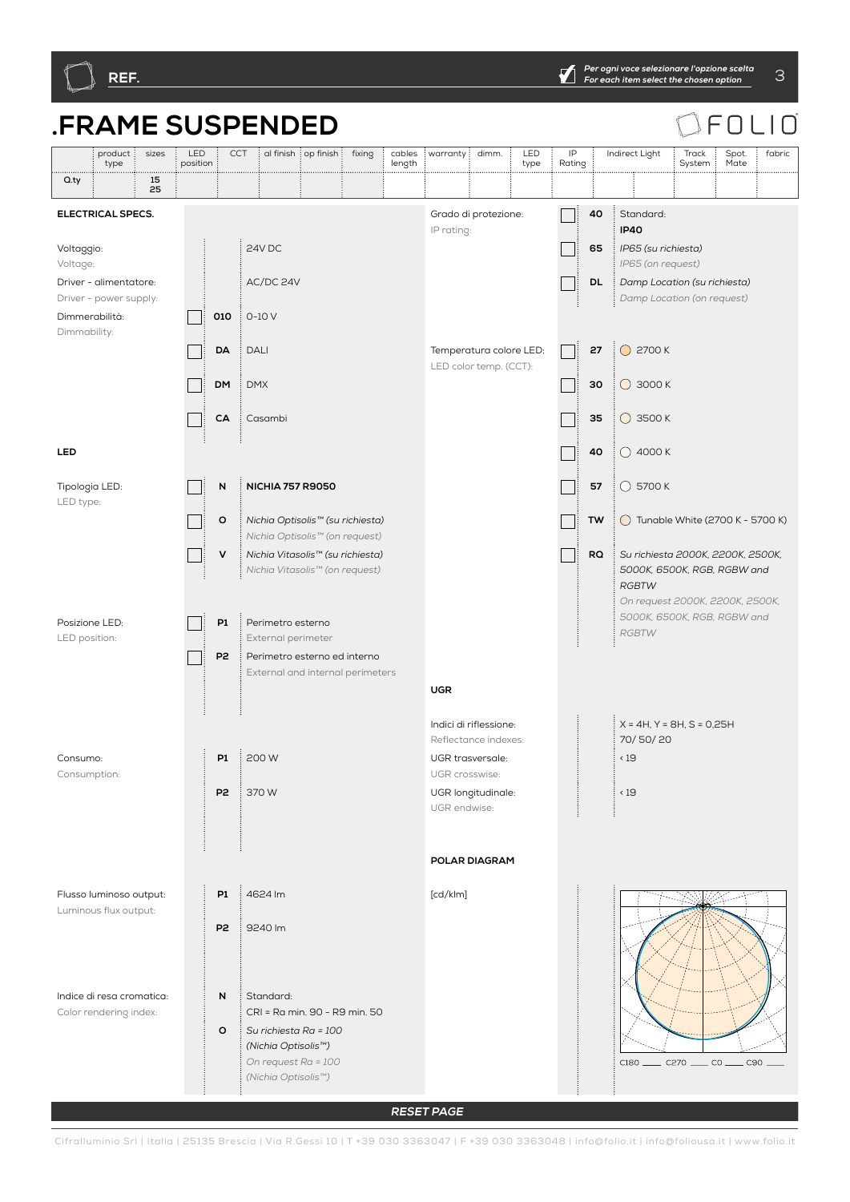REF.

*Per ogni voce selezionare l'opzione scelta*
*For each item select the chosen option*

# .FRAME SUSPENDED

FOLIO

| | product type | sizes | LED position | CCT | al finish | op finish | fixing | cables length | warranty | dimm. | LED type | IP Rating | Indirect Light | Track System | Spot. Mate | fabric |
|---|---|---|---|---|---|---|---|---|---|---|---|---|---|---|---|---|
| Q.ty | | 15<br>25 | | | | | | | | | | | | | | |

## ELECTRICAL SPECS.

| | | |
|---|---|---|
| Voltaggio:<br>Voltage: | | 24V DC |
| Driver - alimentatore:<br>Driver - power supply: | | AC/DC 24V |
| Dimmerabilità:<br>Dimmability: | ☐ 010 | 0-10 V |
| | ☐ DA | DALI |
| | ☐ DM | DMX |
| | ☐ CA | Casambi |

## LED

| | | |
|---|---|---|
| Tipologia LED:<br>LED type: | ☐ N | **NICHIA 757 R9050** |
| | ☐ O | *Nichia Optisolis™ (su richiesta)*<br>*Nichia Optisolis™ (on request)* |
| | ☐ V | *Nichia Vitasolis™ (su richiesta)*<br>*Nichia Vitasolis™ (on request)* |
| Posizione LED:<br>LED position: | ☐ P1 | Perimetro esterno<br>External perimeter |
| | ☐ P2 | Perimetro esterno ed interno<br>External and internal perimeters |
| Consumo:<br>Consumption: | P1 | 200 W |
| | P2 | 370 W |
| Flusso luminoso output:<br>Luminous flux output: | P1 | 4624 lm |
| | P2 | 9240 lm |
| Indice di resa cromatica:<br>Color rendering index: | N | Standard:<br>CRI = Ra min. 90 - R9 min. 50 |
| | O | *Su richiesta Ra = 100*<br>*(Nichia Optisolis™)*<br>*On request Ra = 100*<br>*(Nichia Optisolis™)* |

| | | |
|---|---|---|
| Grado di protezione:<br>IP rating: | ☐ 40 | Standard:<br>**IP40** |
| | ☐ 65 | *IP65 (su richiesta)*<br>*IP65 (on request)* |
| | ☐ DL | *Damp Location (su richiesta)*<br>*Damp Location (on request)* |
| Temperatura colore LED:<br>LED color temp. (CCT): | ☐ 27 | 2700 K |
| | ☐ 30 | 3000 K |
| | ☐ 35 | 3500 K |
| | ☐ 40 | 4000 K |
| | ☐ 57 | 5700 K |
| | ☐ TW | Tunable White (2700 K - 5700 K) |
| | ☐ RQ | *Su richiesta 2000K, 2200K, 2500K, 5000K, 6500K, RGB, RGBW and RGBTW*<br>*On request 2000K, 2200K, 2500K, 5000K, 6500K, RGB, RGBW and RGBTW* |

## UGR

| | |
|---|---|
| Indici di riflessione:<br>Reflectance indexes: | X = 4H, Y = 8H, S = 0,25H<br>70/ 50/ 20 |
| UGR trasversale:<br>UGR crosswise: | < 19 |
| UGR longitudinale:<br>UGR endwise: | < 19 |

## POLAR DIAGRAM

[cd/klm]

C180 ___ C270 ___ C0 ___ C90 ___

RESET PAGE

Cifralluminio Srl | Italia | 25135 Brescia | Via R.Gessi 10 | T +39 030 3363047 | F +39 030 3363048 | info@folio.it | info@foliousa.it | www.folio.it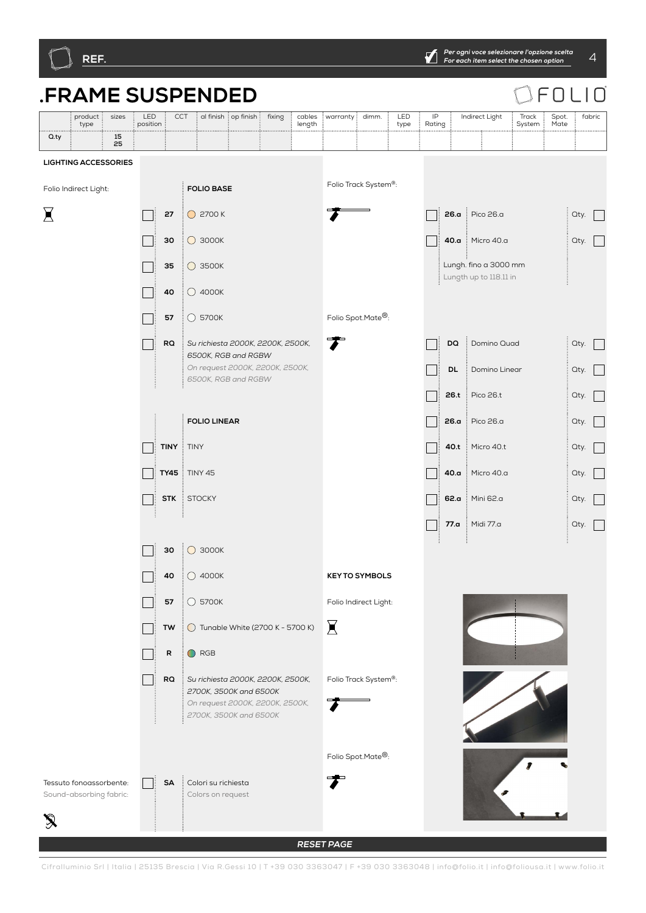REF.

*Per ogni voce selezionare l'opzione scelta*
*For each item select the chosen option*

# .FRAME SUSPENDED

FOLIO

| | product type | sizes | LED position | CCT | al finish | op finish | fixing | cables length | warranty | dimm. | LED type | IP Rating | Indirect Light | | Track System | Spot. Mate | fabric |
|---|---|---|---|---|---|---|---|---|---|---|---|---|---|---|---|---|---|
| Q.ty | | 15<br>25 | | | | | | | | | | | | | | | |

**LIGHTING ACCESSORIES**

Folio Indirect Light:

**FOLIO BASE**

| | | |
|---|---|---|
| ☐ | **27** | 2700 K |
| ☐ | **30** | 3000K |
| ☐ | **35** | 3500K |
| ☐ | **40** | 4000K |
| ☐ | **57** | 5700K |
| ☐ | **RQ** | *Su richiesta 2000K, 2200K, 2500K, 6500K, RGB and RGBW*<br>*On request 2000K, 2200K, 2500K, 6500K, RGB and RGBW* |

**FOLIO LINEAR**

| | | |
|---|---|---|
| ☐ | **TINY** | TINY |
| ☐ | **TY45** | TINY 45 |
| ☐ | **STK** | STOCKY |

| | | |
|---|---|---|
| ☐ | **30** | 3000K |
| ☐ | **40** | 4000K |
| ☐ | **57** | 5700K |
| ☐ | **TW** | Tunable White (2700 K - 5700 K) |
| ☐ | **R** | RGB |
| ☐ | **RQ** | *Su richiesta 2000K, 2200K, 2500K, 2700K, 3500K and 6500K*<br>*On request 2000K, 2200K, 2500K, 2700K, 3500K and 6500K* |

Folio Track System®:

| | | | |
|---|---|---|---|
| ☐ | **26.a** | Pico 26.a | Qty. ☐ |
| ☐ | **40.a** | Micro 40.a | Qty. ☐ |

Lungh. fino a 3000 mm
Lungth up to 118.11 in

Folio Spot.Mate®:

| | | | |
|---|---|---|---|
| ☐ | **DQ** | Domino Quad | Qty. ☐ |
| ☐ | **DL** | Domino Linear | Qty. ☐ |
| ☐ | **26.t** | Pico 26.t | Qty. ☐ |
| ☐ | **26.a** | Pico 26.a | Qty. ☐ |
| ☐ | **40.t** | Micro 40.t | Qty. ☐ |
| ☐ | **40.a** | Micro 40.a | Qty. ☐ |
| ☐ | **62.a** | Mini 62.a | Qty. ☐ |
| ☐ | **77.a** | Midi 77.a | Qty. ☐ |

Tessuto fonoassorbente:
Sound-absorbing fabric:

| | | |
|---|---|---|
| ☐ | **SA** | Colori su richiesta<br>Colors on request |

**KEY TO SYMBOLS**

Folio Indirect Light:

Folio Track System®:

Folio Spot.Mate®:

*RESET PAGE*

Cifralluminio Srl | Italia | 25135 Brescia | Via R.Gessi 10 | T +39 030 3363047 | F +39 030 3363048 | info@folio.it | info@foliousa.it | www.folio.it